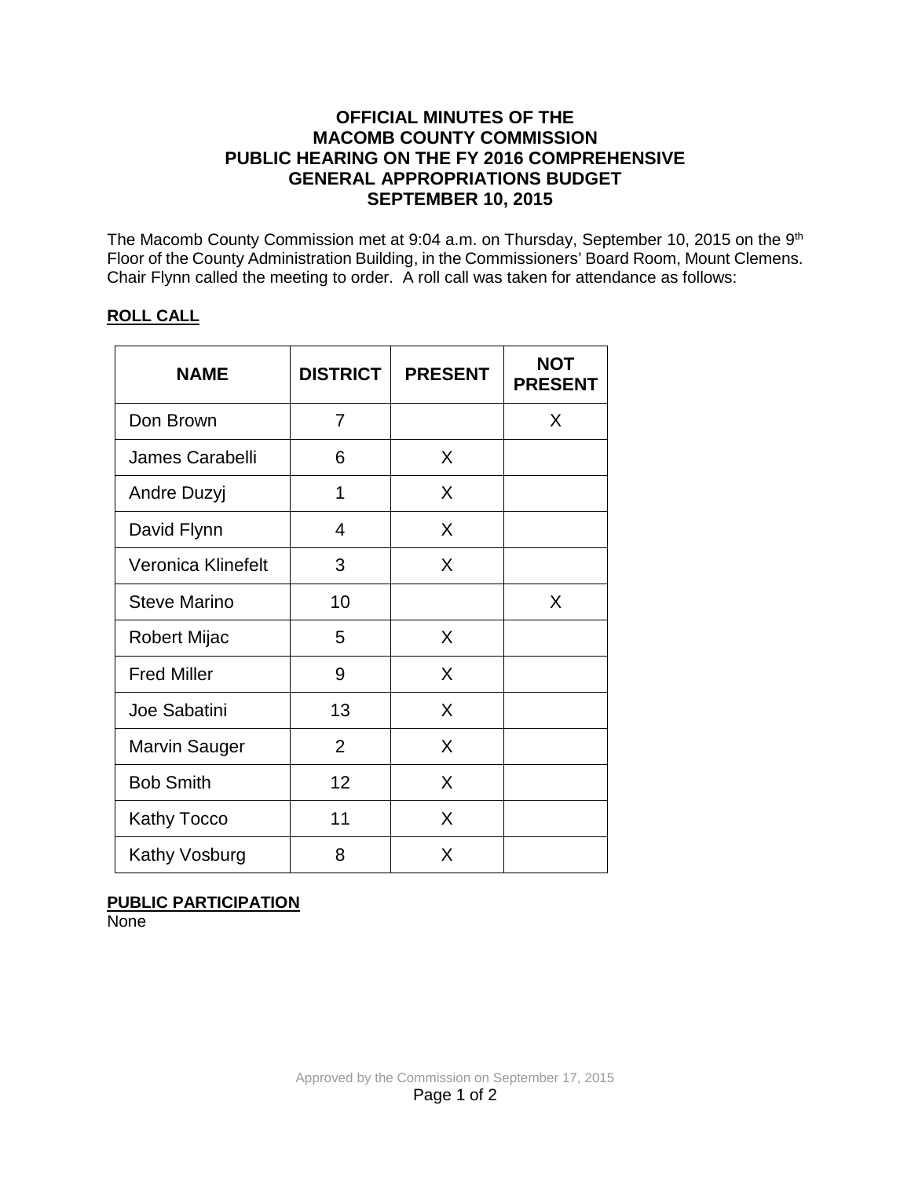# OFFICIAL MINUTES OF THE MACOMB COUNTY COMMISSION PUBLIC HEARING ON THE FY 2016 COMPREHENSIVE GENERAL APPROPRIATIONS BUDGET SEPTEMBER 10, 2015

The Macomb County Commission met at 9:04 a.m. on Thursday, September 10, 2015 on the 9th Floor of the County Administration Building, in the Commissioners' Board Room, Mount Clemens. Chair Flynn called the meeting to order. A roll call was taken for attendance as follows:

## ROLL CALL

| NAME | DISTRICT | PRESENT | NOT PRESENT |
|---|---|---|---|
| Don Brown | 7 | | X |
| James Carabelli | 6 | X | |
| Andre Duzyj | 1 | X | |
| David Flynn | 4 | X | |
| Veronica Klinefelt | 3 | X | |
| Steve Marino | 10 | | X |
| Robert Mijac | 5 | X | |
| Fred Miller | 9 | X | |
| Joe Sabatini | 13 | X | |
| Marvin Sauger | 2 | X | |
| Bob Smith | 12 | X | |
| Kathy Tocco | 11 | X | |
| Kathy Vosburg | 8 | X | |

## PUBLIC PARTICIPATION

None

Approved by the Commission on September 17, 2015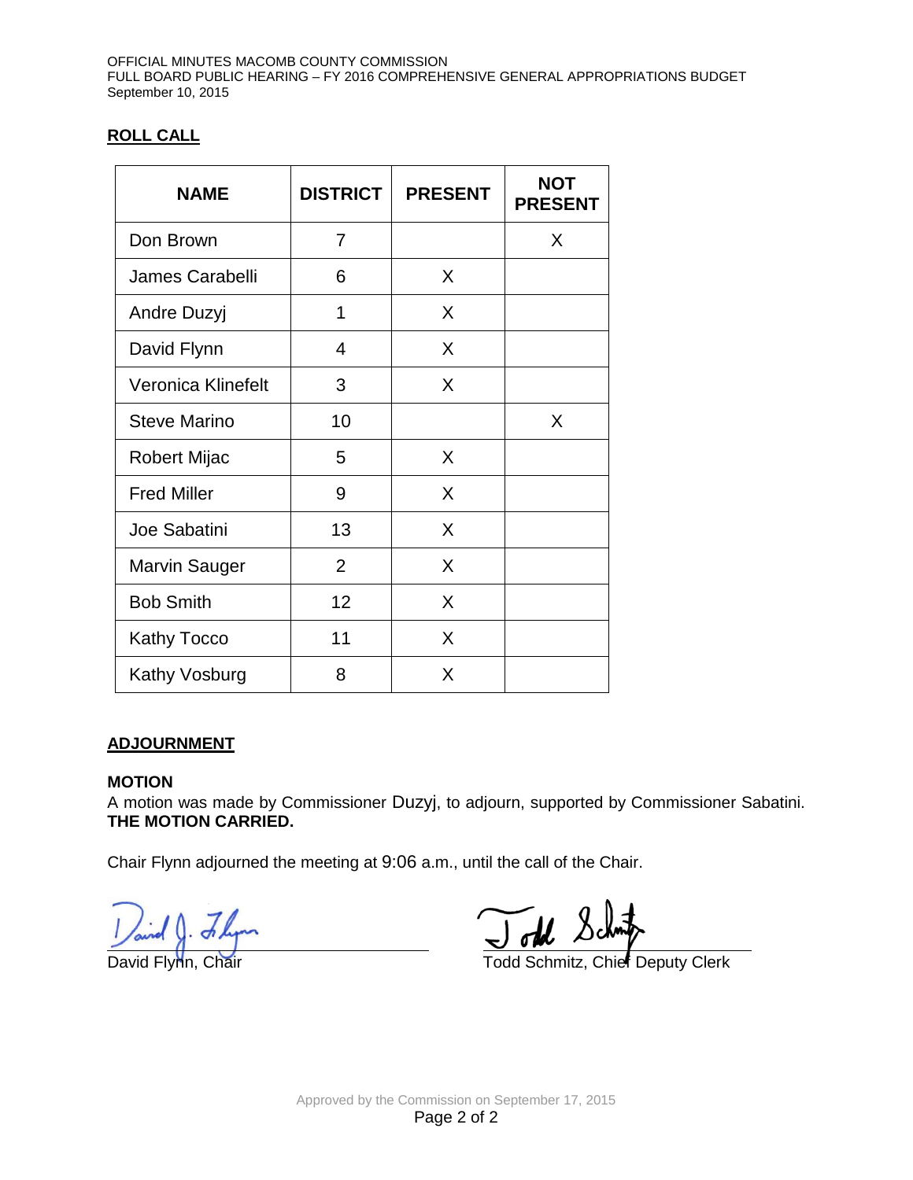## ROLL CALL

| NAME | DISTRICT | PRESENT | NOT PRESENT |
|---|---|---|---|
| Don Brown | 7 | | X |
| James Carabelli | 6 | X | |
| Andre Duzyj | 1 | X | |
| David Flynn | 4 | X | |
| Veronica Klinefelt | 3 | X | |
| Steve Marino | 10 | | X |
| Robert Mijac | 5 | X | |
| Fred Miller | 9 | X | |
| Joe Sabatini | 13 | X | |
| Marvin Sauger | 2 | X | |
| Bob Smith | 12 | X | |
| Kathy Tocco | 11 | X | |
| Kathy Vosburg | 8 | X | |

## ADJOURNMENT

**MOTION**

A motion was made by Commissioner Duzyj, to adjourn, supported by Commissioner Sabatini.
**THE MOTION CARRIED.**

Chair Flynn adjourned the meeting at 9:06 a.m., until the call of the Chair.

David Flynn, Chair

Todd Schmitz, Chief Deputy Clerk

Approved by the Commission on September 17, 2015